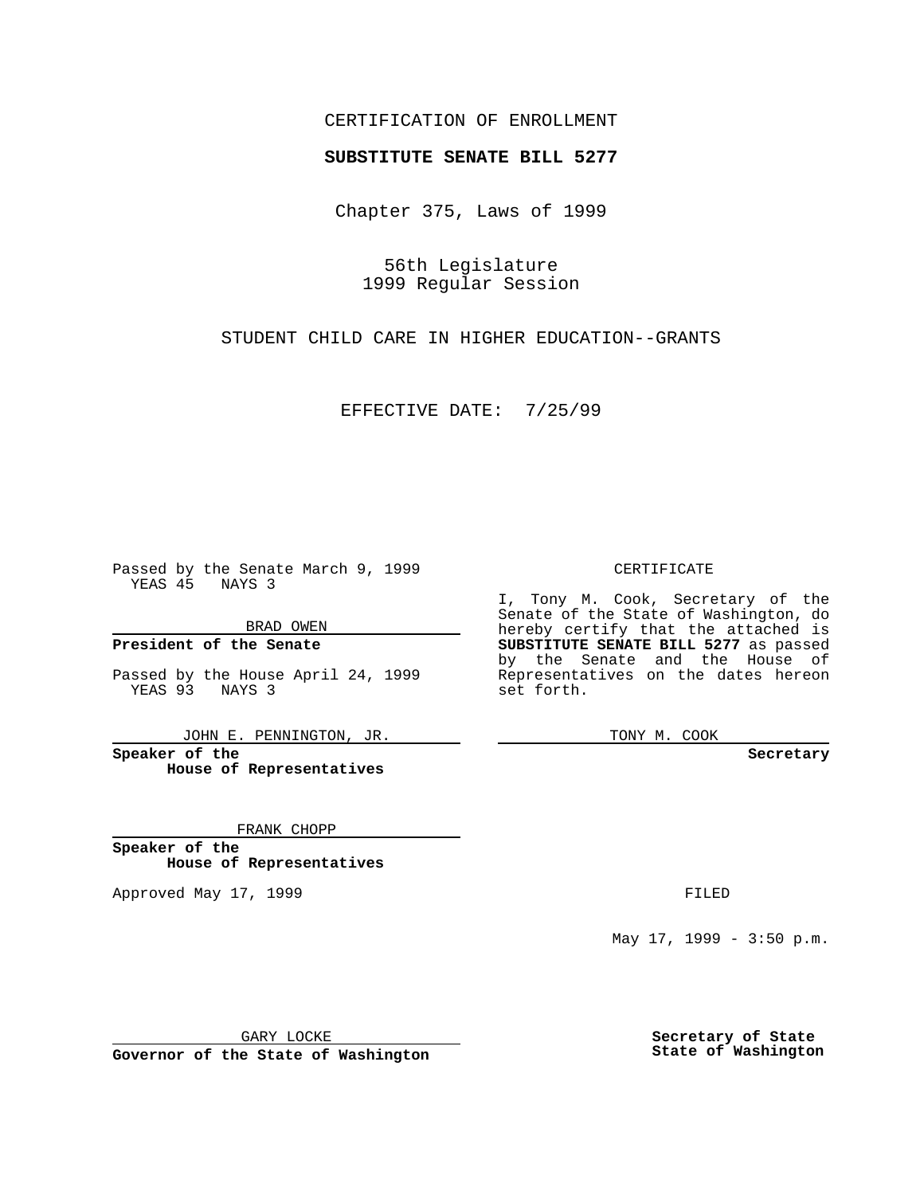CERTIFICATION OF ENROLLMENT

**SUBSTITUTE SENATE BILL 5277**

Chapter 375, Laws of 1999

56th Legislature
1999 Regular Session

STUDENT CHILD CARE IN HIGHER EDUCATION--GRANTS

EFFECTIVE DATE: 7/25/99

Passed by the Senate March 9, 1999
YEAS 45 NAYS 3

BRAD OWEN

**President of the Senate**

Passed by the House April 24, 1999
YEAS 93 NAYS 3

JOHN E. PENNINGTON, JR.

**Speaker of the House of Representatives**

FRANK CHOPP

**Speaker of the House of Representatives**

Approved May 17, 1999

GARY LOCKE

**Governor of the State of Washington**

CERTIFICATE

I, Tony M. Cook, Secretary of the Senate of the State of Washington, do hereby certify that the attached is **SUBSTITUTE SENATE BILL 5277** as passed by the Senate and the House of Representatives on the dates hereon set forth.

TONY M. COOK

**Secretary**

FILED

May 17, 1999 - 3:50 p.m.

**Secretary of State State of Washington**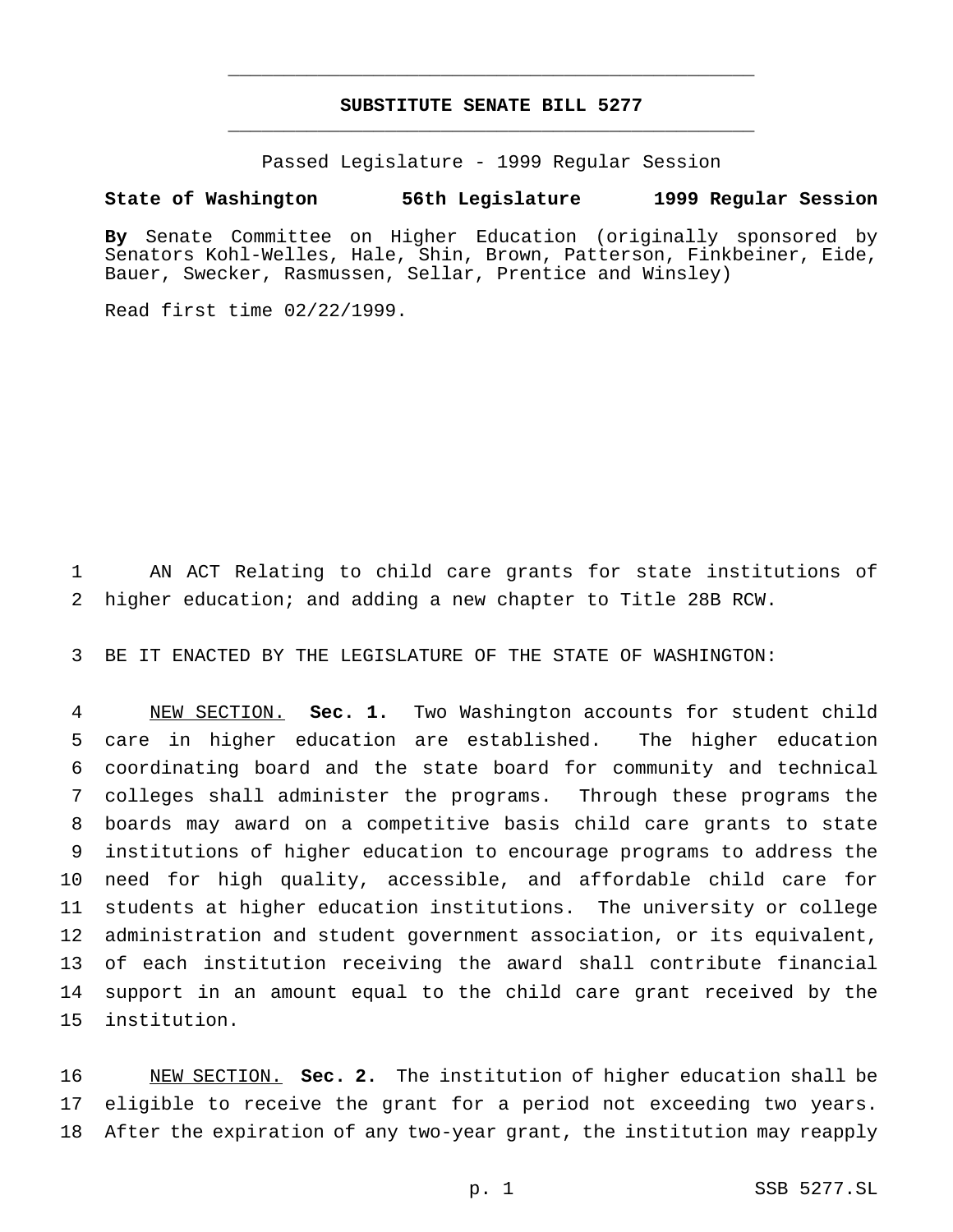# SUBSTITUTE SENATE BILL 5277

Passed Legislature - 1999 Regular Session

**State of Washington 56th Legislature 1999 Regular Session**

**By** Senate Committee on Higher Education (originally sponsored by Senators Kohl-Welles, Hale, Shin, Brown, Patterson, Finkbeiner, Eide, Bauer, Swecker, Rasmussen, Sellar, Prentice and Winsley)

Read first time 02/22/1999.

AN ACT Relating to child care grants for state institutions of higher education; and adding a new chapter to Title 28B RCW.

BE IT ENACTED BY THE LEGISLATURE OF THE STATE OF WASHINGTON:

NEW SECTION. **Sec. 1.** Two Washington accounts for student child care in higher education are established. The higher education coordinating board and the state board for community and technical colleges shall administer the programs. Through these programs the boards may award on a competitive basis child care grants to state institutions of higher education to encourage programs to address the need for high quality, accessible, and affordable child care for students at higher education institutions. The university or college administration and student government association, or its equivalent, of each institution receiving the award shall contribute financial support in an amount equal to the child care grant received by the institution.

NEW SECTION. **Sec. 2.** The institution of higher education shall be eligible to receive the grant for a period not exceeding two years. After the expiration of any two-year grant, the institution may reapply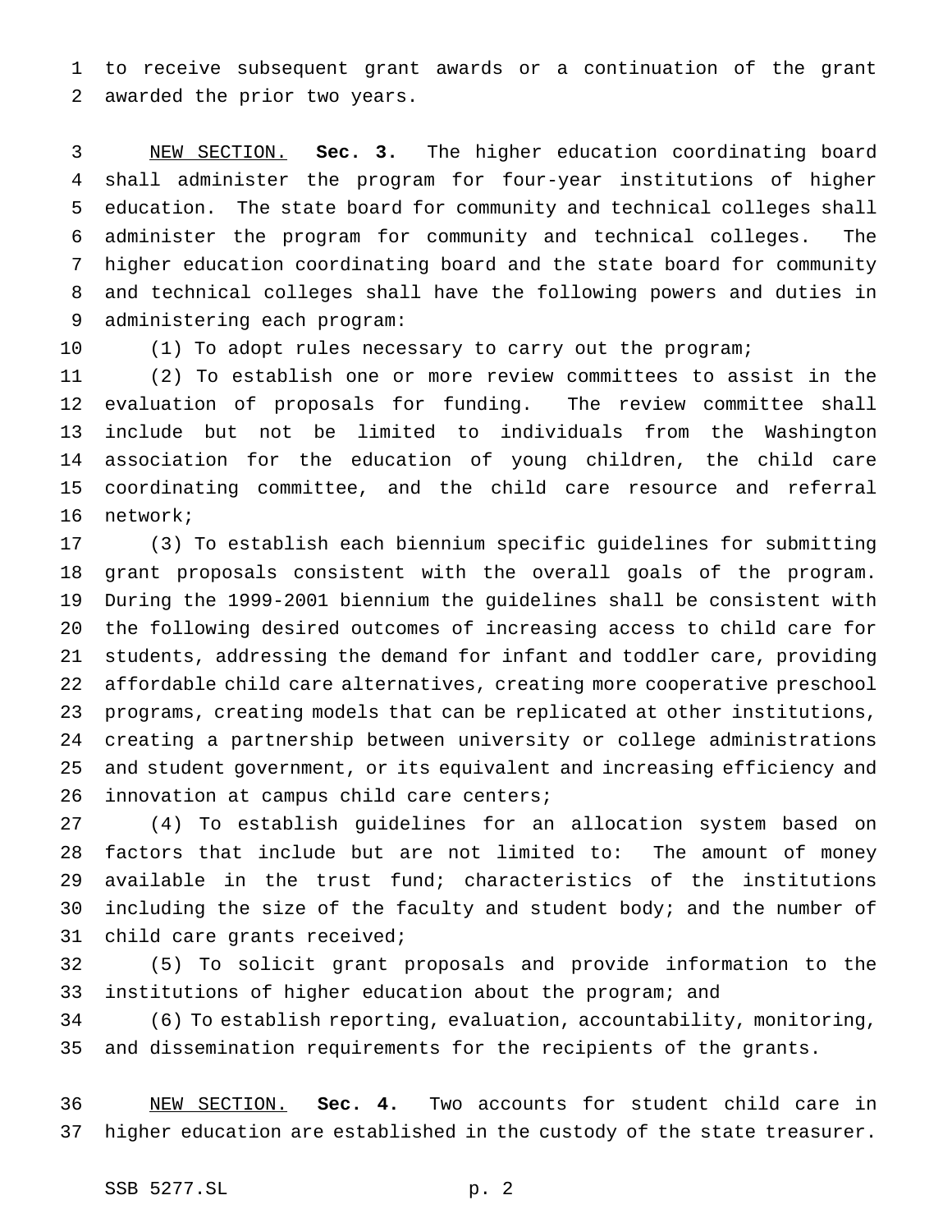to receive subsequent grant awards or a continuation of the grant awarded the prior two years.

NEW SECTION. **Sec. 3.** The higher education coordinating board shall administer the program for four-year institutions of higher education. The state board for community and technical colleges shall administer the program for community and technical colleges. The higher education coordinating board and the state board for community and technical colleges shall have the following powers and duties in administering each program:

(1) To adopt rules necessary to carry out the program;

(2) To establish one or more review committees to assist in the evaluation of proposals for funding. The review committee shall include but not be limited to individuals from the Washington association for the education of young children, the child care coordinating committee, and the child care resource and referral network;

(3) To establish each biennium specific guidelines for submitting grant proposals consistent with the overall goals of the program. During the 1999-2001 biennium the guidelines shall be consistent with the following desired outcomes of increasing access to child care for students, addressing the demand for infant and toddler care, providing affordable child care alternatives, creating more cooperative preschool programs, creating models that can be replicated at other institutions, creating a partnership between university or college administrations and student government, or its equivalent and increasing efficiency and innovation at campus child care centers;

(4) To establish guidelines for an allocation system based on factors that include but are not limited to: The amount of money available in the trust fund; characteristics of the institutions including the size of the faculty and student body; and the number of child care grants received;

(5) To solicit grant proposals and provide information to the institutions of higher education about the program; and

(6) To establish reporting, evaluation, accountability, monitoring, and dissemination requirements for the recipients of the grants.

NEW SECTION. **Sec. 4.** Two accounts for student child care in higher education are established in the custody of the state treasurer.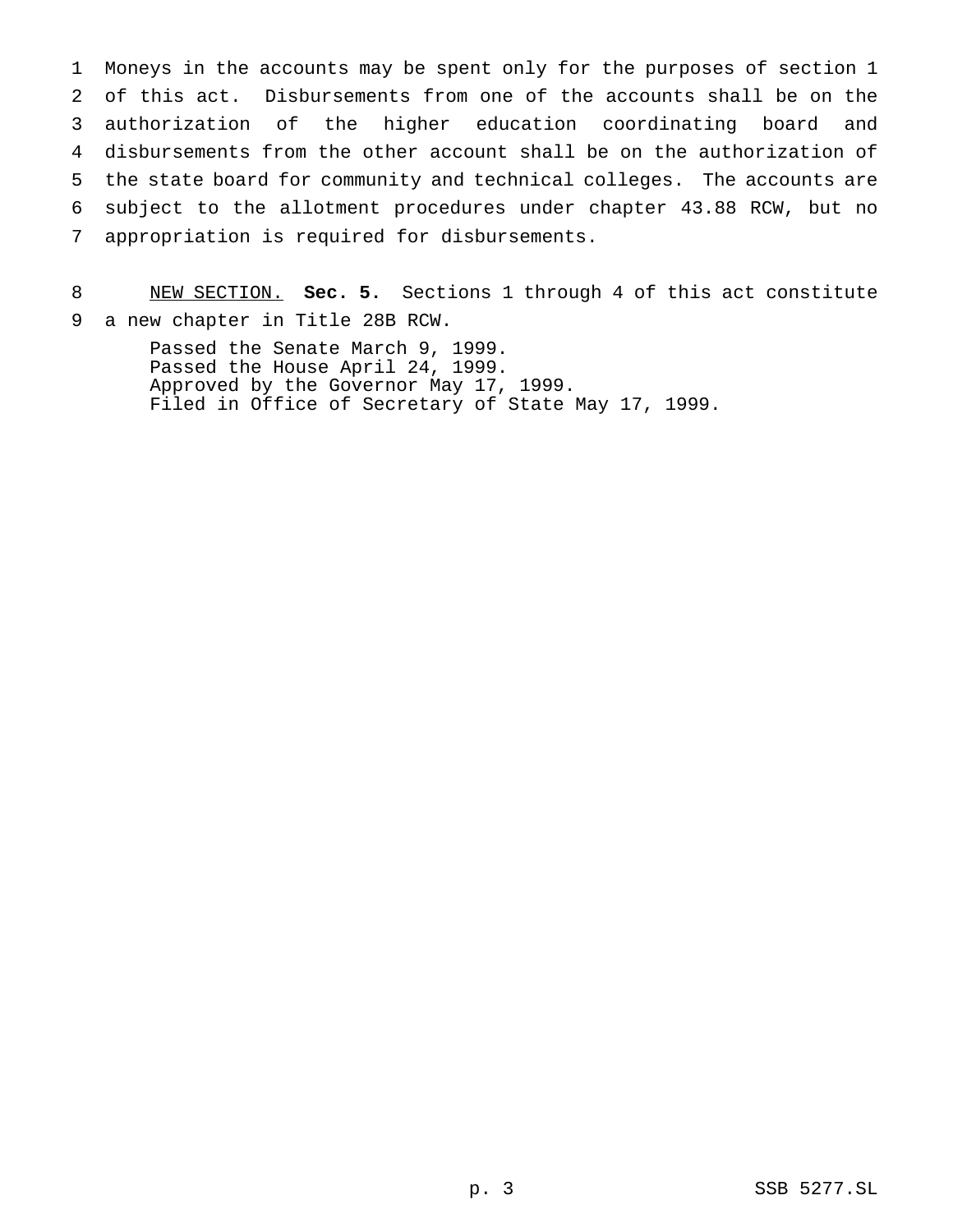Moneys in the accounts may be spent only for the purposes of section 1 of this act. Disbursements from one of the accounts shall be on the authorization of the higher education coordinating board and disbursements from the other account shall be on the authorization of the state board for community and technical colleges. The accounts are subject to the allotment procedures under chapter 43.88 RCW, but no appropriation is required for disbursements.

NEW SECTION. **Sec. 5.** Sections 1 through 4 of this act constitute a new chapter in Title 28B RCW.

Passed the Senate March 9, 1999.
Passed the House April 24, 1999.
Approved by the Governor May 17, 1999.
Filed in Office of Secretary of State May 17, 1999.